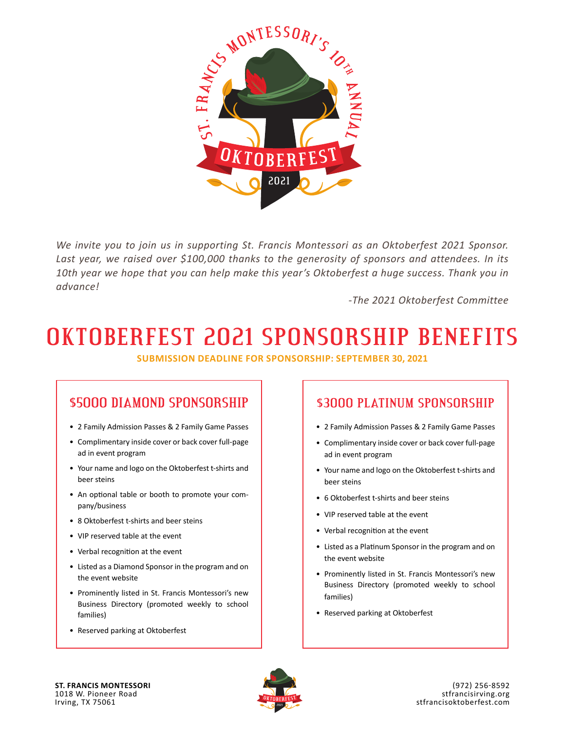ST. FRANCIS MONTESSORI'S 10TH ANNUAL OKTOBERFEST 2021

*We invite you to join us in supporting St. Francis Montessori as an Oktoberfest 2021 Sponsor. Last year, we raised over $100,000 thanks to the generosity of sponsors and attendees. In its 10th year we hope that you can help make this year's Oktoberfest a huge success. Thank you in advance!*

*-The 2021 Oktoberfest Committee*

# OKTOBERFEST 2021 SPONSORSHIP BENEFITS

**SUBMISSION DEADLINE FOR SPONSORSHIP: SEPTEMBER 30, 2021**

## $5000 DIAMOND SPONSORSHIP

- 2 Family Admission Passes & 2 Family Game Passes
- Complimentary inside cover or back cover full-page ad in event program
- Your name and logo on the Oktoberfest t-shirts and beer steins
- An optional table or booth to promote your company/business
- 8 Oktoberfest t-shirts and beer steins
- VIP reserved table at the event
- Verbal recognition at the event
- Listed as a Diamond Sponsor in the program and on the event website
- Prominently listed in St. Francis Montessori's new Business Directory (promoted weekly to school families)
- Reserved parking at Oktoberfest

## $3000 PLATINUM SPONSORSHIP

- 2 Family Admission Passes & 2 Family Game Passes
- Complimentary inside cover or back cover full-page ad in event program
- Your name and logo on the Oktoberfest t-shirts and beer steins
- 6 Oktoberfest t-shirts and beer steins
- VIP reserved table at the event
- Verbal recognition at the event
- Listed as a Platinum Sponsor in the program and on the event website
- Prominently listed in St. Francis Montessori's new Business Directory (promoted weekly to school families)
- Reserved parking at Oktoberfest

**ST. FRANCIS MONTESSORI**
1018 W. Pioneer Road
Irving, TX 75061

(972) 256-8592
stfrancisirving.org
stfrancisoktoberfest.com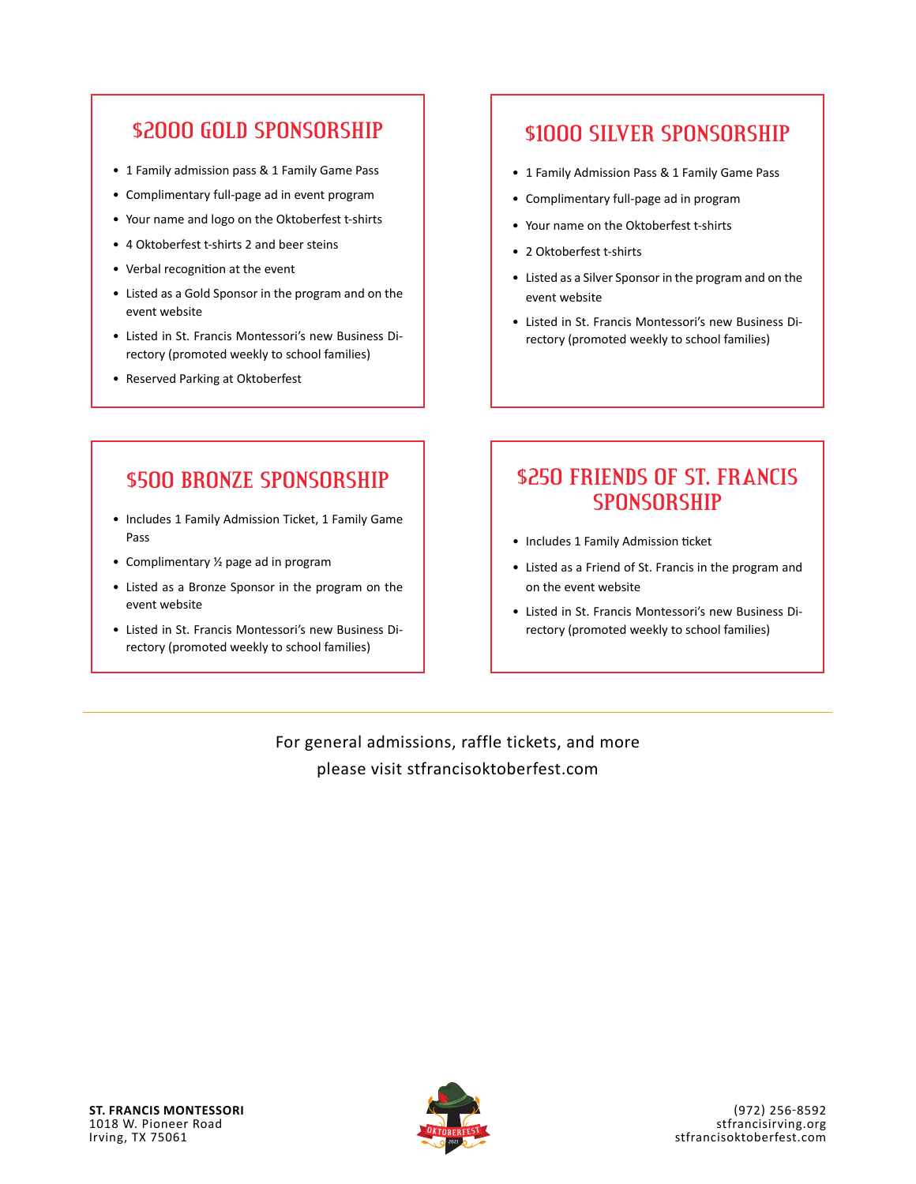## $2000 GOLD SPONSORSHIP

- 1 Family admission pass & 1 Family Game Pass
- Complimentary full-page ad in event program
- Your name and logo on the Oktoberfest t-shirts
- 4 Oktoberfest t-shirts 2 and beer steins
- Verbal recognition at the event
- Listed as a Gold Sponsor in the program and on the event website
- Listed in St. Francis Montessori's new Business Directory (promoted weekly to school families)
- Reserved Parking at Oktoberfest

## $1000 SILVER SPONSORSHIP

- 1 Family Admission Pass & 1 Family Game Pass
- Complimentary full-page ad in program
- Your name on the Oktoberfest t-shirts
- 2 Oktoberfest t-shirts
- Listed as a Silver Sponsor in the program and on the event website
- Listed in St. Francis Montessori's new Business Directory (promoted weekly to school families)

## $500 BRONZE SPONSORSHIP

- Includes 1 Family Admission Ticket, 1 Family Game Pass
- Complimentary ½ page ad in program
- Listed as a Bronze Sponsor in the program on the event website
- Listed in St. Francis Montessori's new Business Directory (promoted weekly to school families)

## $250 FRIENDS OF ST. FRANCIS SPONSORSHIP

- Includes 1 Family Admission ticket
- Listed as a Friend of St. Francis in the program and on the event website
- Listed in St. Francis Montessori's new Business Directory (promoted weekly to school families)

---

For general admissions, raffle tickets, and more please visit stfrancisoktoberfest.com

**ST. FRANCIS MONTESSORI**
1018 W. Pioneer Road
Irving, TX 75061

(972) 256-8592
stfrancisirving.org
stfrancisoktoberfest.com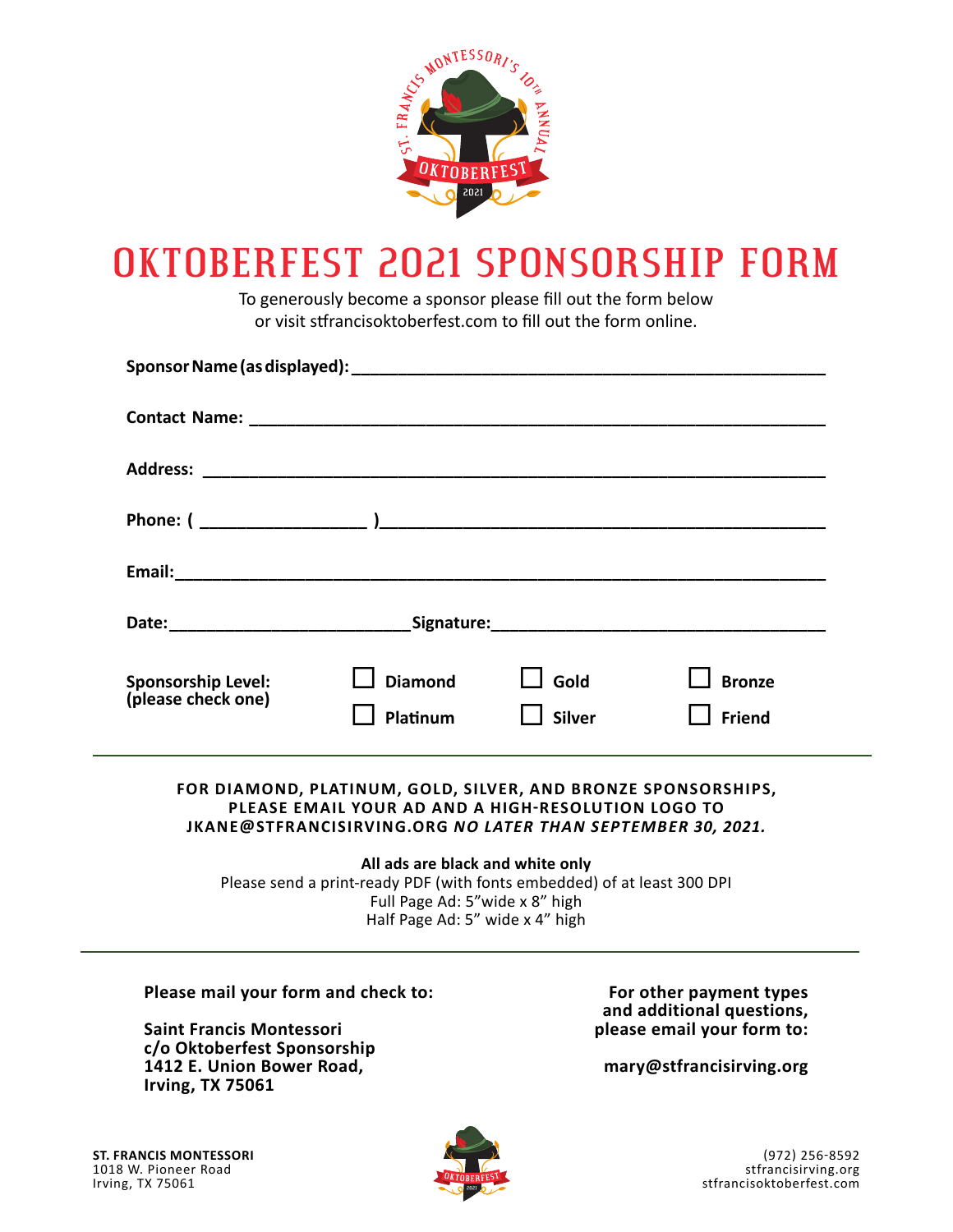# OKTOBERFEST 2021 SPONSORSHIP FORM

To generously become a sponsor please fill out the form below
or visit stfrancisoktoberfest.com to fill out the form online.

**Sponsor Name (as displayed):** ______________________________________________

**Contact Name:** ______________________________________________

**Address:** ______________________________________________

**Phone:** ( ______________ ) ______________________________________________

**Email:** ______________________________________________

**Date:** ______________________ **Signature:** ______________________________

**Sponsorship Level: (please check one)**

- ☐ **Diamond**
- ☐ **Platinum**
- ☐ **Gold**
- ☐ **Silver**
- ☐ **Bronze**
- ☐ **Friend**

---

**FOR DIAMOND, PLATINUM, GOLD, SILVER, AND BRONZE SPONSORSHIPS, PLEASE EMAIL YOUR AD AND A HIGH-RESOLUTION LOGO TO JKANE@STFRANCISIRVING.ORG *NO LATER THAN SEPTEMBER 30, 2021.***

**All ads are black and white only**
Please send a print-ready PDF (with fonts embedded) of at least 300 DPI
Full Page Ad: 5"wide x 8" high
Half Page Ad: 5" wide x 4" high

---

**Please mail your form and check to:**

**Saint Francis Montessori**
**c/o Oktoberfest Sponsorship**
**1412 E. Union Bower Road,**
**Irving, TX 75061**

**For other payment types and additional questions, please email your form to:**

**mary@stfrancisirving.org**

**ST. FRANCIS MONTESSORI**
1018 W. Pioneer Road
Irving, TX 75061

(972) 256-8592
stfrancisirving.org
stfrancisoktoberfest.com